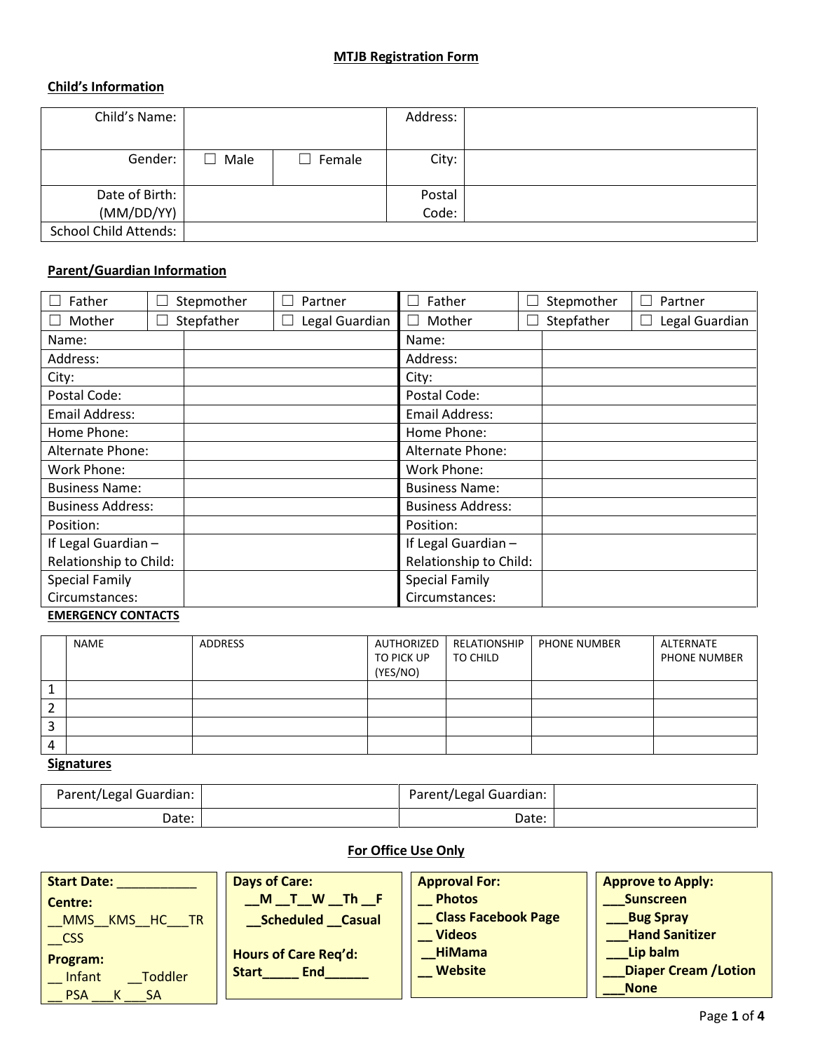# MTJB Registration Form

## Child's Information

| Child's Name: | | | Address: | |
|---|---|---|---|---|
| Gender: | ☐ Male | ☐ Female | City: | |
| Date of Birth: (MM/DD/YY) | | | Postal Code: | |
| School Child Attends: | | | | |

## Parent/Guardian Information

| ☐ Father | ☐ Stepmother | ☐ Partner | ☐ Father | ☐ Stepmother | ☐ Partner |
|---|---|---|---|---|---|
| ☐ Mother | ☐ Stepfather | ☐ Legal Guardian | ☐ Mother | ☐ Stepfather | ☐ Legal Guardian |

| | | | |
|---|---|---|---|
| Name: | | Name: | |
| Address: | | Address: | |
| City: | | City: | |
| Postal Code: | | Postal Code: | |
| Email Address: | | Email Address: | |
| Home Phone: | | Home Phone: | |
| Alternate Phone: | | Alternate Phone: | |
| Work Phone: | | Work Phone: | |
| Business Name: | | Business Name: | |
| Business Address: | | Business Address: | |
| Position: | | Position: | |
| If Legal Guardian – Relationship to Child: | | If Legal Guardian – Relationship to Child: | |
| Special Family Circumstances: | | Special Family Circumstances: | |

## EMERGENCY CONTACTS

| | NAME | ADDRESS | AUTHORIZED TO PICK UP (YES/NO) | RELATIONSHIP TO CHILD | PHONE NUMBER | ALTERNATE PHONE NUMBER |
|---|---|---|---|---|---|---|
| 1 | | | | | | |
| 2 | | | | | | |
| 3 | | | | | | |
| 4 | | | | | | |

## Signatures

| Parent/Legal Guardian: | | Parent/Legal Guardian: | |
|---|---|---|---|
| Date: | | Date: | |

## For Office Use Only

**Start Date:** ___________

**Centre:**
__MMS__KMS__HC___TR
__CSS

**Program:**
__ Infant __Toddler
__ PSA ___K ___SA

**Days of Care:**
**__M __T__W __Th __F**
**__Scheduled __Casual**

**Hours of Care Req'd:**
**Start_____ End______**

**Approval For:**
**__ Photos**
**__ Class Facebook Page**
**__ Videos**
**__HiMama**
**__ Website**

**Approve to Apply:**
**___Sunscreen**
**___Bug Spray**
**___Hand Sanitizer**
**___Lip balm**
**___Diaper Cream /Lotion**
**___None**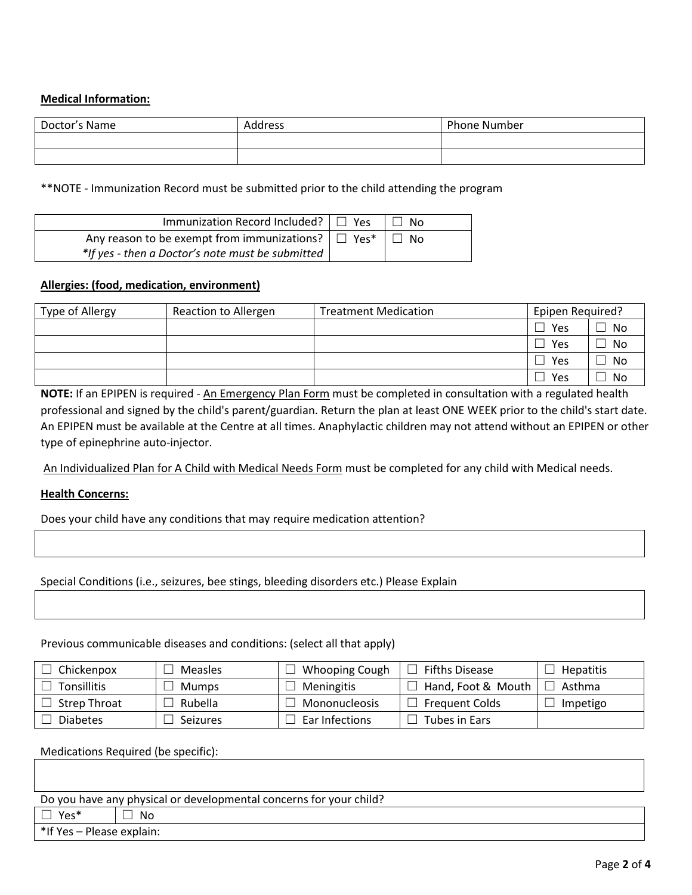**Medical Information:**

| Doctor’s Name | Address | Phone Number |
|---|---|---|
| | | |
| | | |

**NOTE - Immunization Record must be submitted prior to the child attending the program

| | | |
|---|---|---|
| Immunization Record Included? | ☐ Yes | ☐ No |
| Any reason to be exempt from immunizations? *If yes - then a Doctor’s note must be submitted* | ☐ Yes* | ☐ No |

**Allergies: (food, medication, environment)**

| Type of Allergy | Reaction to Allergen | Treatment Medication | Epipen Required? | |
|---|---|---|---|---|
| | | | ☐ Yes | ☐ No |
| | | | ☐ Yes | ☐ No |
| | | | ☐ Yes | ☐ No |
| | | | ☐ Yes | ☐ No |

**NOTE:** If an EPIPEN is required - An Emergency Plan Form must be completed in consultation with a regulated health professional and signed by the child's parent/guardian. Return the plan at least ONE WEEK prior to the child's start date. An EPIPEN must be available at the Centre at all times. Anaphylactic children may not attend without an EPIPEN or other type of epinephrine auto-injector.

An Individualized Plan for A Child with Medical Needs Form must be completed for any child with Medical needs.

**Health Concerns:**

Does your child have any conditions that may require medication attention?

| |
|---|
| |

Special Conditions (i.e., seizures, bee stings, bleeding disorders etc.) Please Explain

| |
|---|
| |

Previous communicable diseases and conditions: (select all that apply)

| | | | | |
|---|---|---|---|---|
| ☐ Chickenpox | ☐ Measles | ☐ Whooping Cough | ☐ Fifths Disease | ☐ Hepatitis |
| ☐ Tonsillitis | ☐ Mumps | ☐ Meningitis | ☐ Hand, Foot & Mouth | ☐ Asthma |
| ☐ Strep Throat | ☐ Rubella | ☐ Mononucleosis | ☐ Frequent Colds | ☐ Impetigo |
| ☐ Diabetes | ☐ Seizures | ☐ Ear Infections | ☐ Tubes in Ears | |

Medications Required (be specific):

| |
|---|
| |

Do you have any physical or developmental concerns for your child?

| | |
|---|---|
| ☐ Yes* | ☐ No |
| *If Yes – Please explain: | |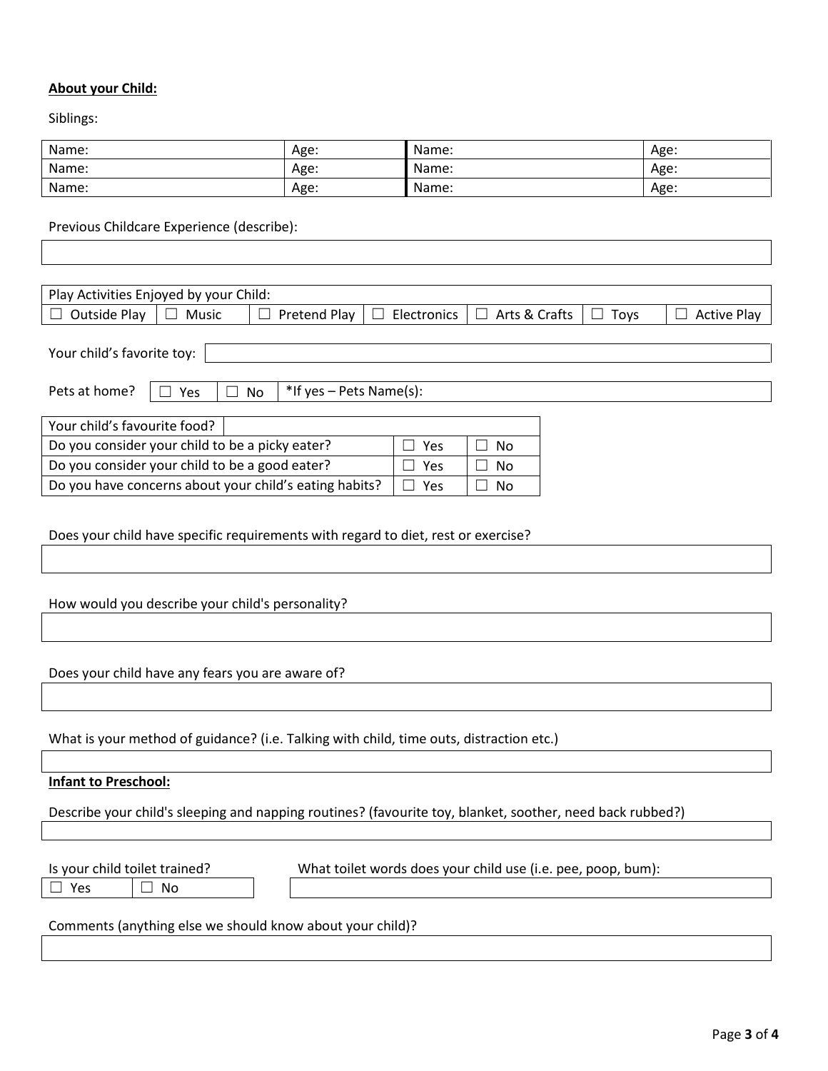**About your Child:**

Siblings:

| Name: | Age: | Name: | Age: |
|---|---|---|---|
| Name: | Age: | Name: | Age: |
| Name: | Age: | Name: | Age: |

Previous Childcare Experience (describe):

| |
|---|

| Play Activities Enjoyed by your Child: | | | | | | |
|---|---|---|---|---|---|---|
| ☐ Outside Play | ☐ Music | ☐ Pretend Play | ☐ Electronics | ☐ Arts & Crafts | ☐ Toys | ☐ Active Play |

Your child's favorite toy:

| Pets at home? | ☐ Yes | ☐ No | *If yes – Pets Name(s): |
|---|---|---|---|

| Your child's favourite food? | | |
|---|---|---|
| Do you consider your child to be a picky eater? | ☐ Yes | ☐ No |
| Do you consider your child to be a good eater? | ☐ Yes | ☐ No |
| Do you have concerns about your child's eating habits? | ☐ Yes | ☐ No |

Does your child have specific requirements with regard to diet, rest or exercise?

How would you describe your child's personality?

Does your child have any fears you are aware of?

What is your method of guidance? (i.e. Talking with child, time outs, distraction etc.)

**Infant to Preschool:**

Describe your child's sleeping and napping routines? (favourite toy, blanket, soother, need back rubbed?)

Is your child toilet trained?

☐ Yes ☐ No

What toilet words does your child use (i.e. pee, poop, bum):

Comments (anything else we should know about your child)?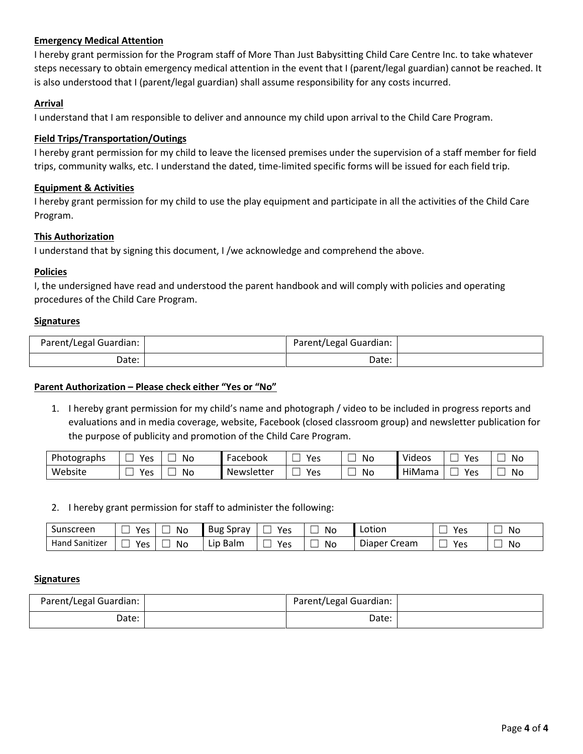**Emergency Medical Attention**

I hereby grant permission for the Program staff of More Than Just Babysitting Child Care Centre Inc. to take whatever steps necessary to obtain emergency medical attention in the event that I (parent/legal guardian) cannot be reached. It is also understood that I (parent/legal guardian) shall assume responsibility for any costs incurred.

**Arrival**

I understand that I am responsible to deliver and announce my child upon arrival to the Child Care Program.

**Field Trips/Transportation/Outings**

I hereby grant permission for my child to leave the licensed premises under the supervision of a staff member for field trips, community walks, etc. I understand the dated, time-limited specific forms will be issued for each field trip.

**Equipment & Activities**

I hereby grant permission for my child to use the play equipment and participate in all the activities of the Child Care Program.

**This Authorization**

I understand that by signing this document, I /we acknowledge and comprehend the above.

**Policies**

I, the undersigned have read and understood the parent handbook and will comply with policies and operating procedures of the Child Care Program.

**Signatures**

| | | | |
|---|---|---|---|
| Parent/Legal Guardian: | | Parent/Legal Guardian: | |
| Date: | | Date: | |

**Parent Authorization – Please check either "Yes or "No"**

1. I hereby grant permission for my child's name and photograph / video to be included in progress reports and evaluations and in media coverage, website, Facebook (closed classroom group) and newsletter publication for the purpose of publicity and promotion of the Child Care Program.

| | | | | | | | | |
|---|---|---|---|---|---|---|---|---|
| Photographs | ☐ Yes | ☐ No | Facebook | ☐ Yes | ☐ No | Videos | ☐ Yes | ☐ No |
| Website | ☐ Yes | ☐ No | Newsletter | ☐ Yes | ☐ No | HiMama | ☐ Yes | ☐ No |

2. I hereby grant permission for staff to administer the following:

| | | | | | | | | |
|---|---|---|---|---|---|---|---|---|
| Sunscreen | ☐ Yes | ☐ No | Bug Spray | ☐ Yes | ☐ No | Lotion | ☐ Yes | ☐ No |
| Hand Sanitizer | ☐ Yes | ☐ No | Lip Balm | ☐ Yes | ☐ No | Diaper Cream | ☐ Yes | ☐ No |

**Signatures**

| | | | |
|---|---|---|---|
| Parent/Legal Guardian: | | Parent/Legal Guardian: | |
| Date: | | Date: | |